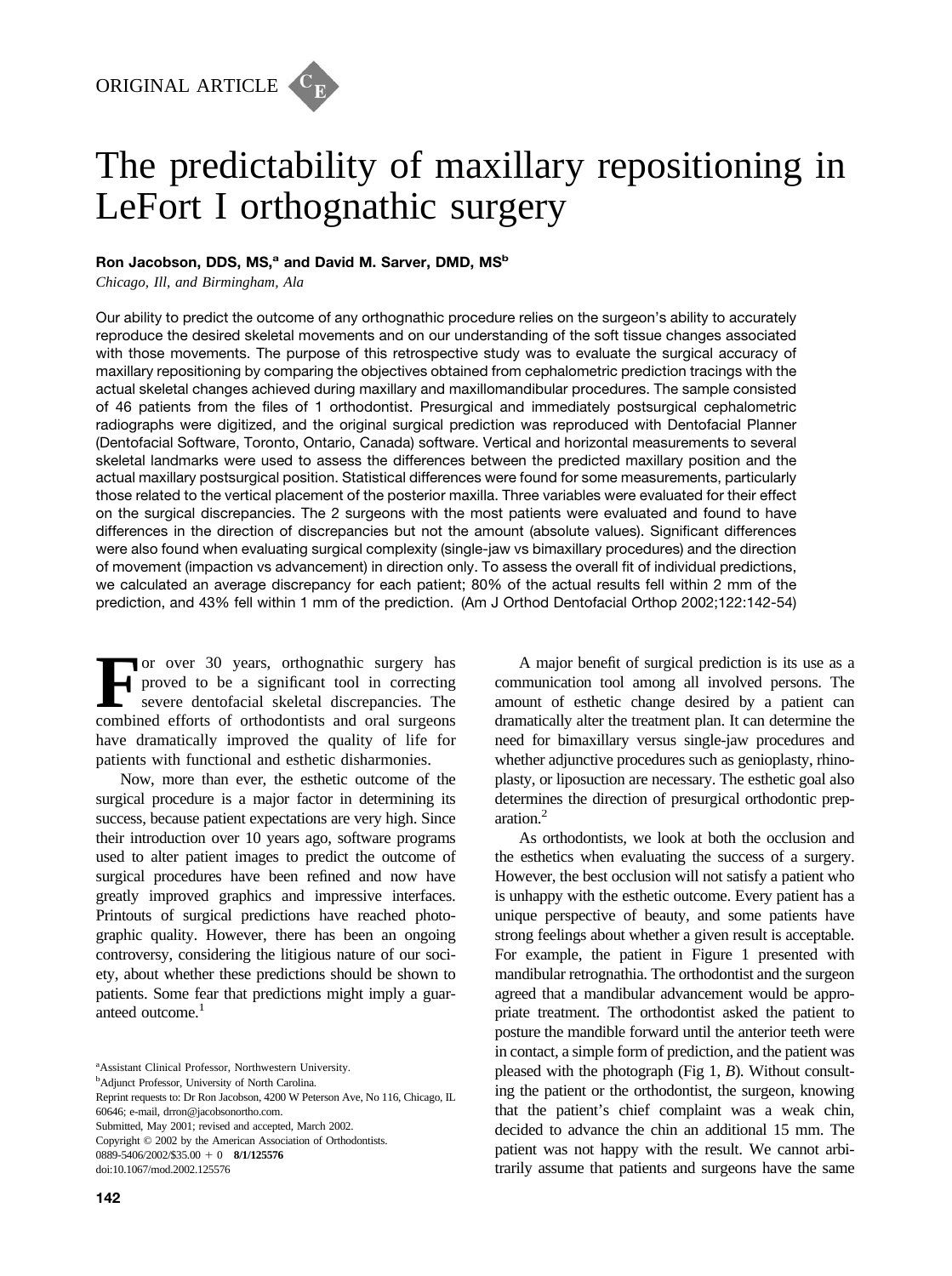ORIGINAL ARTICLE

# The predictability of maxillary repositioning in LeFort I orthognathic surgery

**Ron Jacobson, DDS, MS,[a] and David M. Sarver, DMD, MS[b]**

*Chicago, Ill, and Birmingham, Ala*

Our ability to predict the outcome of any orthognathic procedure relies on the surgeon's ability to accurately reproduce the desired skeletal movements and on our understanding of the soft tissue changes associated with those movements. The purpose of this retrospective study was to evaluate the surgical accuracy of maxillary repositioning by comparing the objectives obtained from cephalometric prediction tracings with the actual skeletal changes achieved during maxillary and maxillomandibular procedures. The sample consisted of 46 patients from the files of 1 orthodontist. Presurgical and immediately postsurgical cephalometric radiographs were digitized, and the original surgical prediction was reproduced with Dentofacial Planner (Dentofacial Software, Toronto, Ontario, Canada) software. Vertical and horizontal measurements to several skeletal landmarks were used to assess the differences between the predicted maxillary position and the actual maxillary postsurgical position. Statistical differences were found for some measurements, particularly those related to the vertical placement of the posterior maxilla. Three variables were evaluated for their effect on the surgical discrepancies. The 2 surgeons with the most patients were evaluated and found to have differences in the direction of discrepancies but not the amount (absolute values). Significant differences were also found when evaluating surgical complexity (single-jaw vs bimaxillary procedures) and the direction of movement (impaction vs advancement) in direction only. To assess the overall fit of individual predictions, we calculated an average discrepancy for each patient; 80% of the actual results fell within 2 mm of the prediction, and 43% fell within 1 mm of the prediction. (Am J Orthod Dentofacial Orthop 2002;122:142-54)

For over 30 years, orthognathic surgery has proved to be a significant tool in correcting severe dentofacial skeletal discrepancies. The combined efforts of orthodontists and oral surgeons have dramatically improved the quality of life for patients with functional and esthetic disharmonies.

Now, more than ever, the esthetic outcome of the surgical procedure is a major factor in determining its success, because patient expectations are very high. Since their introduction over 10 years ago, software programs used to alter patient images to predict the outcome of surgical procedures have been refined and now have greatly improved graphics and impressive interfaces. Printouts of surgical predictions have reached photographic quality. However, there has been an ongoing controversy, considering the litigious nature of our society, about whether these predictions should be shown to patients. Some fear that predictions might imply a guaranteed outcome.[1]

A major benefit of surgical prediction is its use as a communication tool among all involved persons. The amount of esthetic change desired by a patient can dramatically alter the treatment plan. It can determine the need for bimaxillary versus single-jaw procedures and whether adjunctive procedures such as genioplasty, rhinoplasty, or liposuction are necessary. The esthetic goal also determines the direction of presurgical orthodontic preparation.[2]

As orthodontists, we look at both the occlusion and the esthetics when evaluating the success of a surgery. However, the best occlusion will not satisfy a patient who is unhappy with the esthetic outcome. Every patient has a unique perspective of beauty, and some patients have strong feelings about whether a given result is acceptable. For example, the patient in Figure 1 presented with mandibular retrognathia. The orthodontist and the surgeon agreed that a mandibular advancement would be appropriate treatment. The orthodontist asked the patient to posture the mandible forward until the anterior teeth were in contact, a simple form of prediction, and the patient was pleased with the photograph (Fig 1, *B*). Without consulting the patient or the orthodontist, the surgeon, knowing that the patient's chief complaint was a weak chin, decided to advance the chin an additional 15 mm. The patient was not happy with the result. We cannot arbitrarily assume that patients and surgeons have the same

[a]Assistant Clinical Professor, Northwestern University.
[b]Adjunct Professor, University of North Carolina.
Reprint requests to: Dr Ron Jacobson, 4200 W Peterson Ave, No 116, Chicago, IL 60646; e-mail, drron@jacobsonortho.com.
Submitted, May 2001; revised and accepted, March 2002.
Copyright © 2002 by the American Association of Orthodontists.
0889-5406/2002/$35.00 + 0 **8/1/125576**
doi:10.1067/mod.2002.125576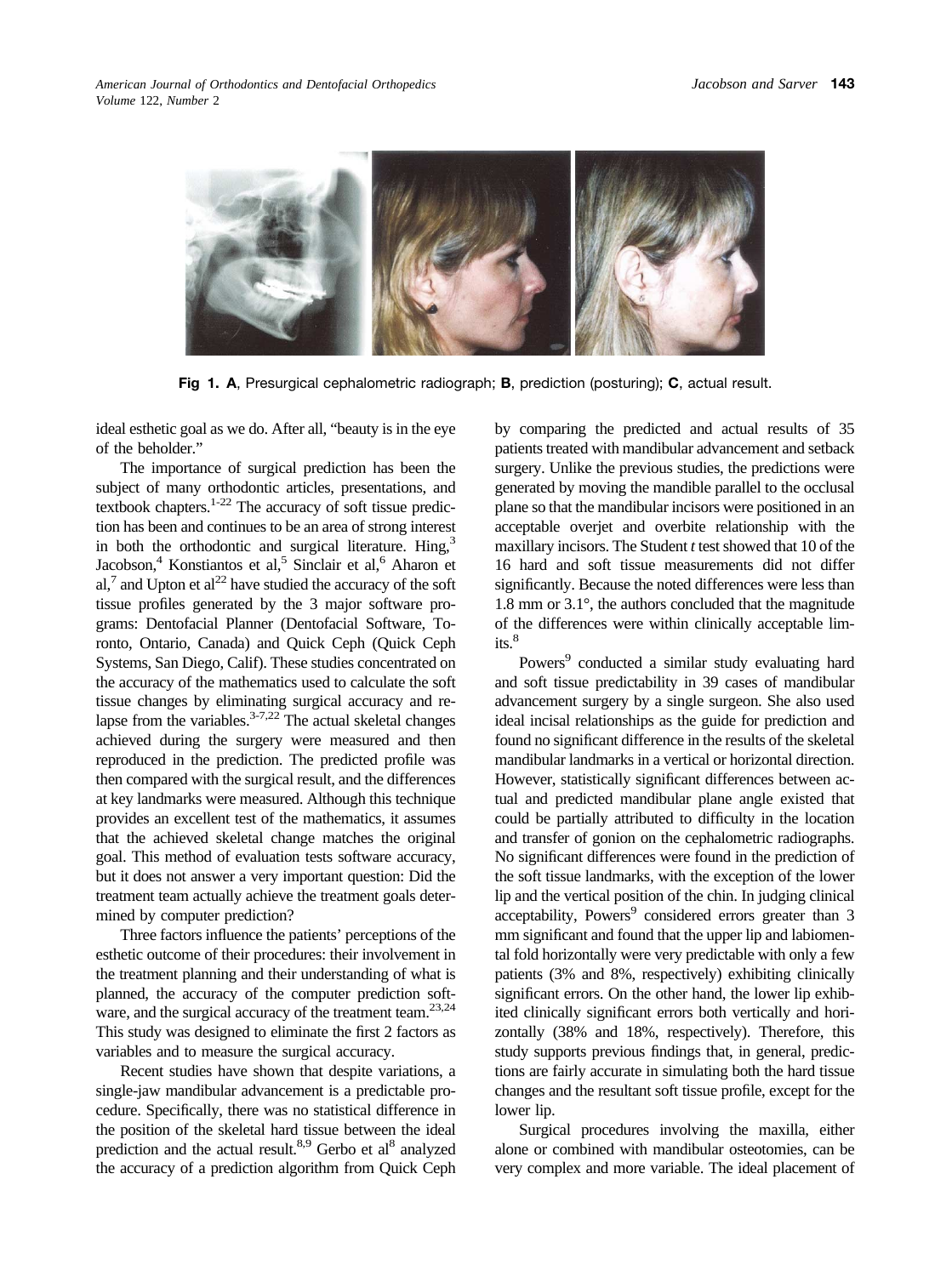Fig 1. **A**, Presurgical cephalometric radiograph; **B**, prediction (posturing); **C**, actual result.

ideal esthetic goal as we do. After all, "beauty is in the eye of the beholder."

The importance of surgical prediction has been the subject of many orthodontic articles, presentations, and textbook chapters.[1-22] The accuracy of soft tissue prediction has been and continues to be an area of strong interest in both the orthodontic and surgical literature. Hing,[3] Jacobson,[4] Konstiantos et al,[5] Sinclair et al,[6] Aharon et al,[7] and Upton et al[22] have studied the accuracy of the soft tissue profiles generated by the 3 major software programs: Dentofacial Planner (Dentofacial Software, Toronto, Ontario, Canada) and Quick Ceph (Quick Ceph Systems, San Diego, Calif). These studies concentrated on the accuracy of the mathematics used to calculate the soft tissue changes by eliminating surgical accuracy and relapse from the variables.[3-7,22] The actual skeletal changes achieved during the surgery were measured and then reproduced in the prediction. The predicted profile was then compared with the surgical result, and the differences at key landmarks were measured. Although this technique provides an excellent test of the mathematics, it assumes that the achieved skeletal change matches the original goal. This method of evaluation tests software accuracy, but it does not answer a very important question: Did the treatment team actually achieve the treatment goals determined by computer prediction?

Three factors influence the patients' perceptions of the esthetic outcome of their procedures: their involvement in the treatment planning and their understanding of what is planned, the accuracy of the computer prediction software, and the surgical accuracy of the treatment team.[23,24] This study was designed to eliminate the first 2 factors as variables and to measure the surgical accuracy.

Recent studies have shown that despite variations, a single-jaw mandibular advancement is a predictable procedure. Specifically, there was no statistical difference in the position of the skeletal hard tissue between the ideal prediction and the actual result.[8,9] Gerbo et al[8] analyzed the accuracy of a prediction algorithm from Quick Ceph by comparing the predicted and actual results of 35 patients treated with mandibular advancement and setback surgery. Unlike the previous studies, the predictions were generated by moving the mandible parallel to the occlusal plane so that the mandibular incisors were positioned in an acceptable overjet and overbite relationship with the maxillary incisors. The Student *t* test showed that 10 of the 16 hard and soft tissue measurements did not differ significantly. Because the noted differences were less than 1.8 mm or 3.1°, the authors concluded that the magnitude of the differences were within clinically acceptable limits.[8]

Powers[9] conducted a similar study evaluating hard and soft tissue predictability in 39 cases of mandibular advancement surgery by a single surgeon. She also used ideal incisal relationships as the guide for prediction and found no significant difference in the results of the skeletal mandibular landmarks in a vertical or horizontal direction. However, statistically significant differences between actual and predicted mandibular plane angle existed that could be partially attributed to difficulty in the location and transfer of gonion on the cephalometric radiographs. No significant differences were found in the prediction of the soft tissue landmarks, with the exception of the lower lip and the vertical position of the chin. In judging clinical acceptability, Powers[9] considered errors greater than 3 mm significant and found that the upper lip and labiomental fold horizontally were very predictable with only a few patients (3% and 8%, respectively) exhibiting clinically significant errors. On the other hand, the lower lip exhibited clinically significant errors both vertically and horizontally (38% and 18%, respectively). Therefore, this study supports previous findings that, in general, predictions are fairly accurate in simulating both the hard tissue changes and the resultant soft tissue profile, except for the lower lip.

Surgical procedures involving the maxilla, either alone or combined with mandibular osteotomies, can be very complex and more variable. The ideal placement of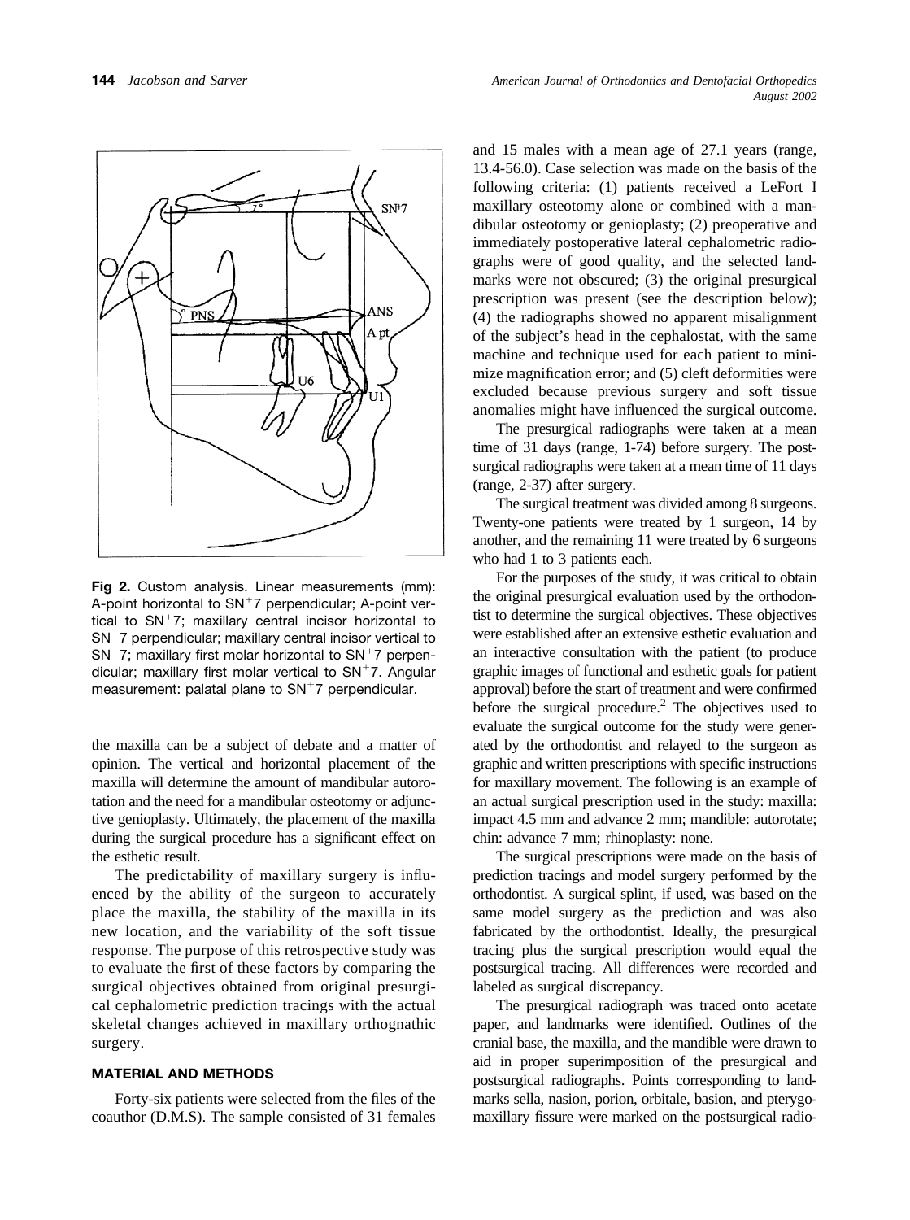Fig 2. Custom analysis. Linear measurements (mm): A-point horizontal to $SN^{+}7$ perpendicular; A-point vertical to $SN^{+}7$; maxillary central incisor horizontal to $SN^{+}7$ perpendicular; maxillary central incisor vertical to $SN^{+}7$; maxillary first molar horizontal to $SN^{+}7$ perpendicular; maxillary first molar vertical to $SN^{+}7$. Angular measurement: palatal plane to $SN^{+}7$ perpendicular.

the maxilla can be a subject of debate and a matter of opinion. The vertical and horizontal placement of the maxilla will determine the amount of mandibular autorotation and the need for a mandibular osteotomy or adjunctive genioplasty. Ultimately, the placement of the maxilla during the surgical procedure has a significant effect on the esthetic result.

The predictability of maxillary surgery is influenced by the ability of the surgeon to accurately place the maxilla, the stability of the maxilla in its new location, and the variability of the soft tissue response. The purpose of this retrospective study was to evaluate the first of these factors by comparing the surgical objectives obtained from original presurgical cephalometric prediction tracings with the actual skeletal changes achieved in maxillary orthognathic surgery.

## MATERIAL AND METHODS

Forty-six patients were selected from the files of the coauthor (D.M.S). The sample consisted of 31 females and 15 males with a mean age of 27.1 years (range, 13.4-56.0). Case selection was made on the basis of the following criteria: (1) patients received a LeFort I maxillary osteotomy alone or combined with a mandibular osteotomy or genioplasty; (2) preoperative and immediately postoperative lateral cephalometric radiographs were of good quality, and the selected landmarks were not obscured; (3) the original presurgical prescription was present (see the description below); (4) the radiographs showed no apparent misalignment of the subject's head in the cephalostat, with the same machine and technique used for each patient to minimize magnification error; and (5) cleft deformities were excluded because previous surgery and soft tissue anomalies might have influenced the surgical outcome.

The presurgical radiographs were taken at a mean time of 31 days (range, 1-74) before surgery. The postsurgical radiographs were taken at a mean time of 11 days (range, 2-37) after surgery.

The surgical treatment was divided among 8 surgeons. Twenty-one patients were treated by 1 surgeon, 14 by another, and the remaining 11 were treated by 6 surgeons who had 1 to 3 patients each.

For the purposes of the study, it was critical to obtain the original presurgical evaluation used by the orthodontist to determine the surgical objectives. These objectives were established after an extensive esthetic evaluation and an interactive consultation with the patient (to produce graphic images of functional and esthetic goals for patient approval) before the start of treatment and were confirmed before the surgical procedure.[2] The objectives used to evaluate the surgical outcome for the study were generated by the orthodontist and relayed to the surgeon as graphic and written prescriptions with specific instructions for maxillary movement. The following is an example of an actual surgical prescription used in the study: maxilla: impact 4.5 mm and advance 2 mm; mandible: autorotate; chin: advance 7 mm; rhinoplasty: none.

The surgical prescriptions were made on the basis of prediction tracings and model surgery performed by the orthodontist. A surgical splint, if used, was based on the same model surgery as the prediction and was also fabricated by the orthodontist. Ideally, the presurgical tracing plus the surgical prescription would equal the postsurgical tracing. All differences were recorded and labeled as surgical discrepancy.

The presurgical radiograph was traced onto acetate paper, and landmarks were identified. Outlines of the cranial base, the maxilla, and the mandible were drawn to aid in proper superimposition of the presurgical and postsurgical radiographs. Points corresponding to landmarks sella, nasion, porion, orbitale, basion, and pterygomaxillary fissure were marked on the postsurgical radio-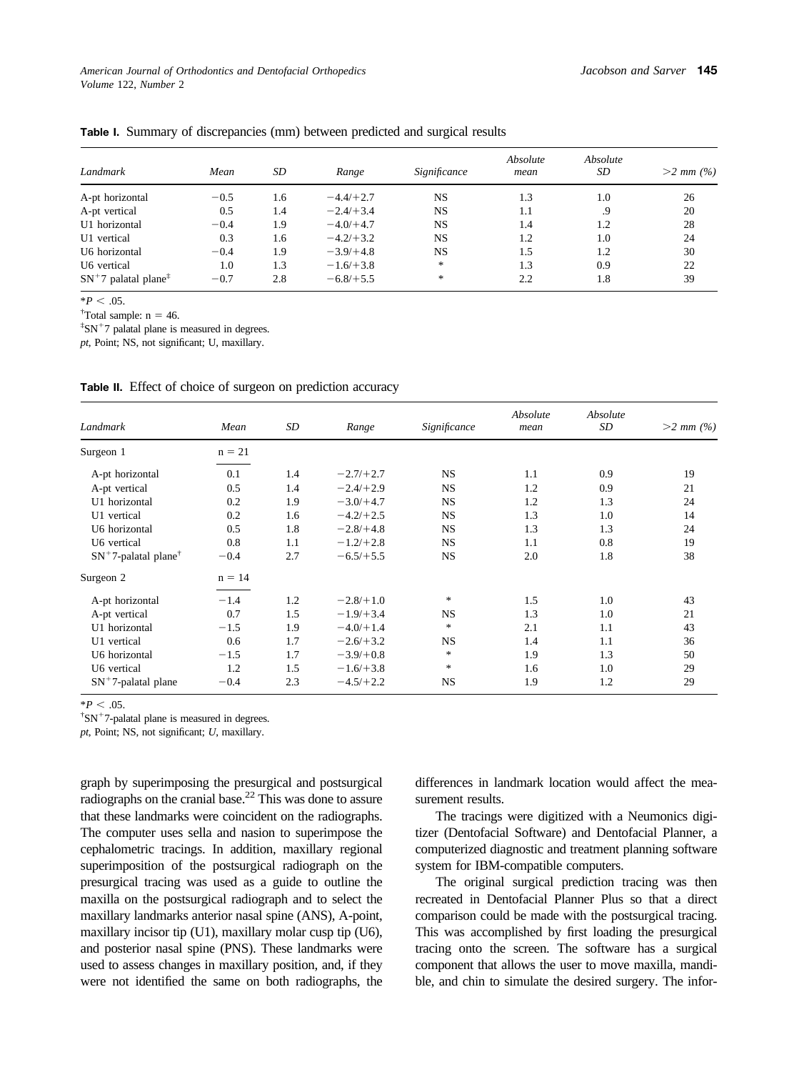**Table I.** Summary of discrepancies (mm) between predicted and surgical results

| Landmark | Mean | SD | Range | Significance | Absolute mean | Absolute SD | >2 mm (%) |
|---|---|---|---|---|---|---|---|
| A-pt horizontal | −0.5 | 1.6 | −4.4/+2.7 | NS | 1.3 | 1.0 | 26 |
| A-pt vertical | 0.5 | 1.4 | −2.4/+3.4 | NS | 1.1 | .9 | 20 |
| U1 horizontal | −0.4 | 1.9 | −4.0/+4.7 | NS | 1.4 | 1.2 | 28 |
| U1 vertical | 0.3 | 1.6 | −4.2/+3.2 | NS | 1.2 | 1.0 | 24 |
| U6 horizontal | −0.4 | 1.9 | −3.9/+4.8 | NS | 1.5 | 1.2 | 30 |
| U6 vertical | 1.0 | 1.3 | −1.6/+3.8 | * | 1.3 | 0.9 | 22 |
| $SN^{+}7$ palatal plane[‡] | −0.7 | 2.8 | −6.8/+5.5 | * | 2.2 | 1.8 | 39 |

*$P < .05$.

[†]Total sample: n = 46.

[‡]$SN^{+}7$ palatal plane is measured in degrees.

*pt*, Point; NS, not significant; U, maxillary.

**Table II.** Effect of choice of surgeon on prediction accuracy

| Landmark | Mean | SD | Range | Significance | Absolute mean | Absolute SD | >2 mm (%) |
|---|---|---|---|---|---|---|---|
| Surgeon 1 | n = 21 | | | | | | |
| A-pt horizontal | 0.1 | 1.4 | −2.7/+2.7 | NS | 1.1 | 0.9 | 19 |
| A-pt vertical | 0.5 | 1.4 | −2.4/+2.9 | NS | 1.2 | 0.9 | 21 |
| U1 horizontal | 0.2 | 1.9 | −3.0/+4.7 | NS | 1.2 | 1.3 | 24 |
| U1 vertical | 0.2 | 1.6 | −4.2/+2.5 | NS | 1.3 | 1.0 | 14 |
| U6 horizontal | 0.5 | 1.8 | −2.8/+4.8 | NS | 1.3 | 1.3 | 24 |
| U6 vertical | 0.8 | 1.1 | −1.2/+2.8 | NS | 1.1 | 0.8 | 19 |
| $SN^{+}7$-palatal plane[†] | −0.4 | 2.7 | −6.5/+5.5 | NS | 2.0 | 1.8 | 38 |
| Surgeon 2 | n = 14 | | | | | | |
| A-pt horizontal | −1.4 | 1.2 | −2.8/+1.0 | * | 1.5 | 1.0 | 43 |
| A-pt vertical | 0.7 | 1.5 | −1.9/+3.4 | NS | 1.3 | 1.0 | 21 |
| U1 horizontal | −1.5 | 1.9 | −4.0/+1.4 | * | 2.1 | 1.1 | 43 |
| U1 vertical | 0.6 | 1.7 | −2.6/+3.2 | NS | 1.4 | 1.1 | 36 |
| U6 horizontal | −1.5 | 1.7 | −3.9/+0.8 | * | 1.9 | 1.3 | 50 |
| U6 vertical | 1.2 | 1.5 | −1.6/+3.8 | * | 1.6 | 1.0 | 29 |
| $SN^{+}7$-palatal plane | −0.4 | 2.3 | −4.5/+2.2 | NS | 1.9 | 1.2 | 29 |

*$P < .05$.

[†]$SN^{+}7$-palatal plane is measured in degrees.

*pt*, Point; NS, not significant; *U*, maxillary.

graph by superimposing the presurgical and postsurgical radiographs on the cranial base.[22] This was done to assure that these landmarks were coincident on the radiographs. The computer uses sella and nasion to superimpose the cephalometric tracings. In addition, maxillary regional superimposition of the postsurgical radiograph on the presurgical tracing was used as a guide to outline the maxilla on the postsurgical radiograph and to select the maxillary landmarks anterior nasal spine (ANS), A-point, maxillary incisor tip (U1), maxillary molar cusp tip (U6), and posterior nasal spine (PNS). These landmarks were used to assess changes in maxillary position, and, if they were not identified the same on both radiographs, the differences in landmark location would affect the measurement results.

The tracings were digitized with a Neumonics digitizer (Dentofacial Software) and Dentofacial Planner, a computerized diagnostic and treatment planning software system for IBM-compatible computers.

The original surgical prediction tracing was then recreated in Dentofacial Planner Plus so that a direct comparison could be made with the postsurgical tracing. This was accomplished by first loading the presurgical tracing onto the screen. The software has a surgical component that allows the user to move maxilla, mandible, and chin to simulate the desired surgery. The infor-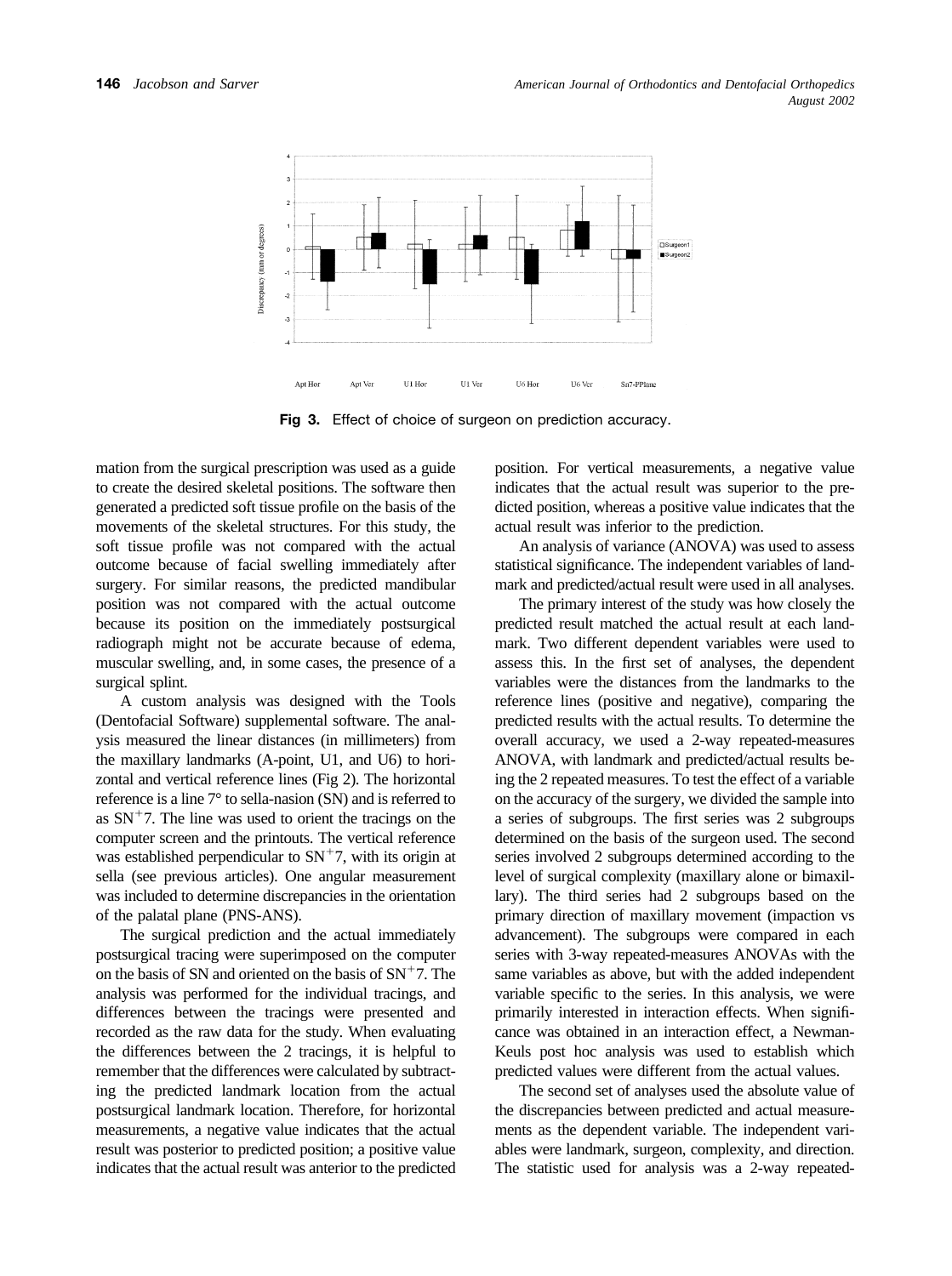**Fig 3.** Effect of choice of surgeon on prediction accuracy.

mation from the surgical prescription was used as a guide to create the desired skeletal positions. The software then generated a predicted soft tissue profile on the basis of the movements of the skeletal structures. For this study, the soft tissue profile was not compared with the actual outcome because of facial swelling immediately after surgery. For similar reasons, the predicted mandibular position was not compared with the actual outcome because its position on the immediately postsurgical radiograph might not be accurate because of edema, muscular swelling, and, in some cases, the presence of a surgical splint.

A custom analysis was designed with the Tools (Dentofacial Software) supplemental software. The analysis measured the linear distances (in millimeters) from the maxillary landmarks (A-point, U1, and U6) to horizontal and vertical reference lines (Fig 2). The horizontal reference is a line 7° to sella-nasion (SN) and is referred to as $SN^{+}7$. The line was used to orient the tracings on the computer screen and the printouts. The vertical reference was established perpendicular to $SN^{+}7$, with its origin at sella (see previous articles). One angular measurement was included to determine discrepancies in the orientation of the palatal plane (PNS-ANS).

The surgical prediction and the actual immediately postsurgical tracing were superimposed on the computer on the basis of SN and oriented on the basis of $SN^{+}7$. The analysis was performed for the individual tracings, and differences between the tracings were presented and recorded as the raw data for the study. When evaluating the differences between the 2 tracings, it is helpful to remember that the differences were calculated by subtracting the predicted landmark location from the actual postsurgical landmark location. Therefore, for horizontal measurements, a negative value indicates that the actual result was posterior to predicted position; a positive value indicates that the actual result was anterior to the predicted position. For vertical measurements, a negative value indicates that the actual result was superior to the predicted position, whereas a positive value indicates that the actual result was inferior to the prediction.

An analysis of variance (ANOVA) was used to assess statistical significance. The independent variables of landmark and predicted/actual result were used in all analyses.

The primary interest of the study was how closely the predicted result matched the actual result at each landmark. Two different dependent variables were used to assess this. In the first set of analyses, the dependent variables were the distances from the landmarks to the reference lines (positive and negative), comparing the predicted results with the actual results. To determine the overall accuracy, we used a 2-way repeated-measures ANOVA, with landmark and predicted/actual results being the 2 repeated measures. To test the effect of a variable on the accuracy of the surgery, we divided the sample into a series of subgroups. The first series was 2 subgroups determined on the basis of the surgeon used. The second series involved 2 subgroups determined according to the level of surgical complexity (maxillary alone or bimaxillary). The third series had 2 subgroups based on the primary direction of maxillary movement (impaction vs advancement). The subgroups were compared in each series with 3-way repeated-measures ANOVAs with the same variables as above, but with the added independent variable specific to the series. In this analysis, we were primarily interested in interaction effects. When significance was obtained in an interaction effect, a Newman-Keuls post hoc analysis was used to establish which predicted values were different from the actual values.

The second set of analyses used the absolute value of the discrepancies between predicted and actual measurements as the dependent variable. The independent variables were landmark, surgeon, complexity, and direction. The statistic used for analysis was a 2-way repeated-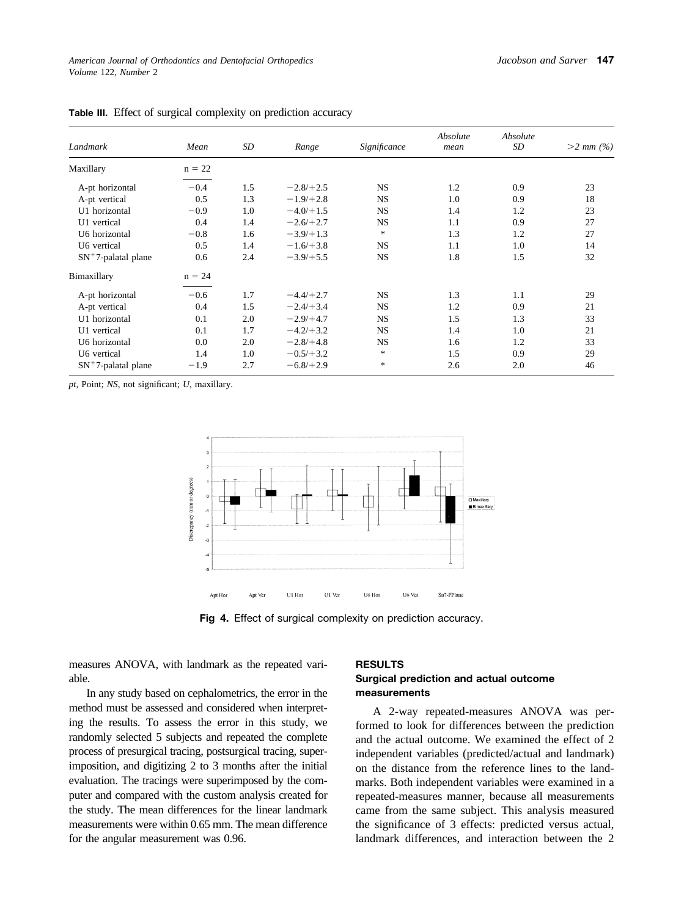**Table III.** Effect of surgical complexity on prediction accuracy

| Landmark | Mean | SD | Range | Significance | Absolute mean | Absolute SD | >2 mm (%) |
|---|---|---|---|---|---|---|---|
| Maxillary | n = 22 | | | | | | |
| A-pt horizontal | −0.4 | 1.5 | −2.8/+2.5 | NS | 1.2 | 0.9 | 23 |
| A-pt vertical | 0.5 | 1.3 | −1.9/+2.8 | NS | 1.0 | 0.9 | 18 |
| U1 horizontal | −0.9 | 1.0 | −4.0/+1.5 | NS | 1.4 | 1.2 | 23 |
| U1 vertical | 0.4 | 1.4 | −2.6/+2.7 | NS | 1.1 | 0.9 | 27 |
| U6 horizontal | −0.8 | 1.6 | −3.9/+1.3 | * | 1.3 | 1.2 | 27 |
| U6 vertical | 0.5 | 1.4 | −1.6/+3.8 | NS | 1.1 | 1.0 | 14 |
| $SN^{+}7$-palatal plane | 0.6 | 2.4 | −3.9/+5.5 | NS | 1.8 | 1.5 | 32 |
| Bimaxillary | n = 24 | | | | | | |
| A-pt horizontal | −0.6 | 1.7 | −4.4/+2.7 | NS | 1.3 | 1.1 | 29 |
| A-pt vertical | 0.4 | 1.5 | −2.4/+3.4 | NS | 1.2 | 0.9 | 21 |
| U1 horizontal | 0.1 | 2.0 | −2.9/+4.7 | NS | 1.5 | 1.3 | 33 |
| U1 vertical | 0.1 | 1.7 | −4.2/+3.2 | NS | 1.4 | 1.0 | 21 |
| U6 horizontal | 0.0 | 2.0 | −2.8/+4.8 | NS | 1.6 | 1.2 | 33 |
| U6 vertical | 1.4 | 1.0 | −0.5/+3.2 | * | 1.5 | 0.9 | 29 |
| $SN^{+}7$-palatal plane | −1.9 | 2.7 | −6.8/+2.9 | * | 2.6 | 2.0 | 46 |

*pt*, Point; *NS*, not significant; *U*, maxillary.

**Fig 4.** Effect of surgical complexity on prediction accuracy.

measures ANOVA, with landmark as the repeated variable.

In any study based on cephalometrics, the error in the method must be assessed and considered when interpreting the results. To assess the error in this study, we randomly selected 5 subjects and repeated the complete process of presurgical tracing, postsurgical tracing, superimposition, and digitizing 2 to 3 months after the initial evaluation. The tracings were superimposed by the computer and compared with the custom analysis created for the study. The mean differences for the linear landmark measurements were within 0.65 mm. The mean difference for the angular measurement was 0.96.

## RESULTS

### Surgical prediction and actual outcome measurements

A 2-way repeated-measures ANOVA was performed to look for differences between the prediction and the actual outcome. We examined the effect of 2 independent variables (predicted/actual and landmark) on the distance from the reference lines to the landmarks. Both independent variables were examined in a repeated-measures manner, because all measurements came from the same subject. This analysis measured the significance of 3 effects: predicted versus actual, landmark differences, and interaction between the 2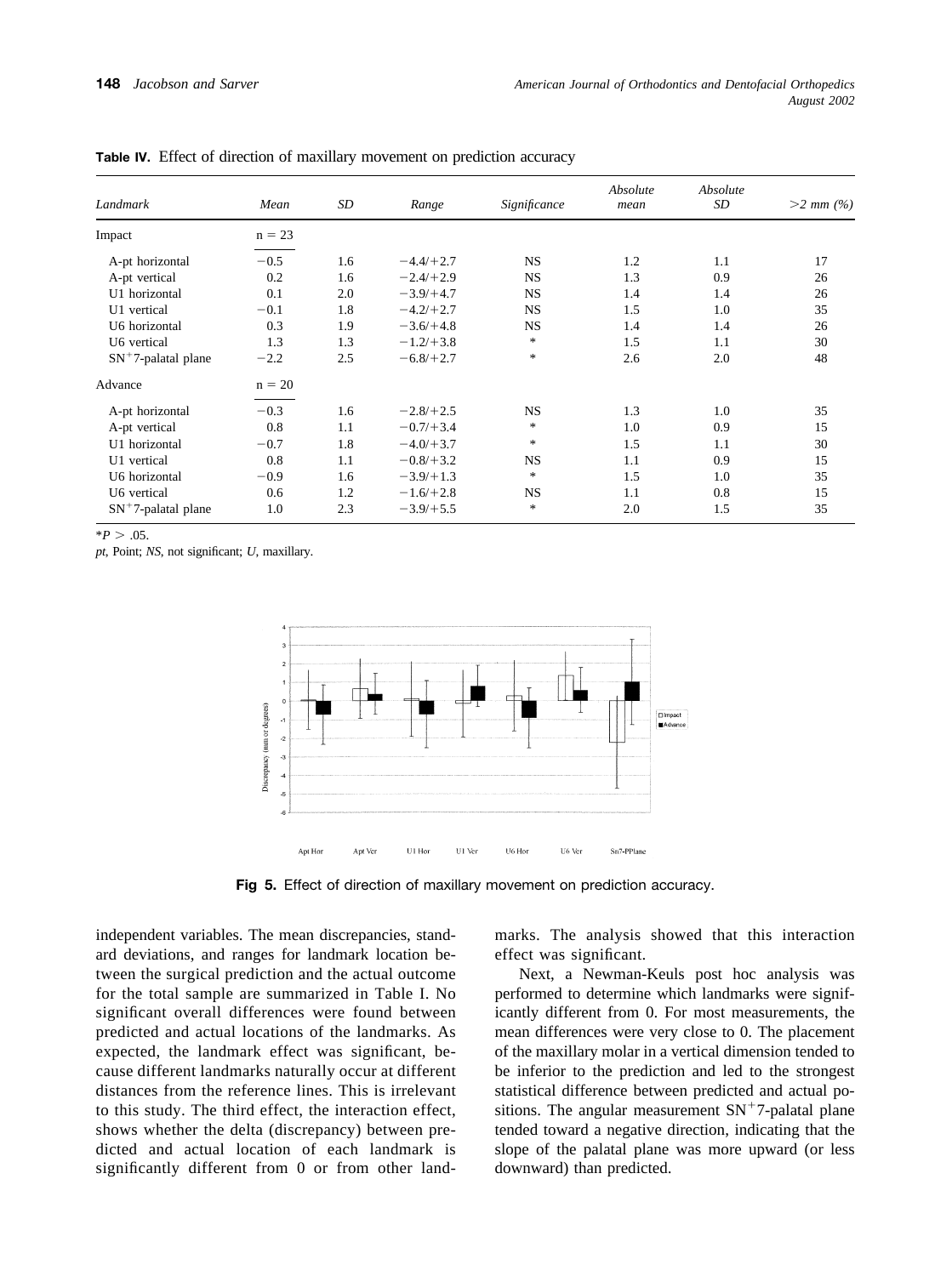**Table IV.** Effect of direction of maxillary movement on prediction accuracy

| Landmark | Mean | SD | Range | Significance | Absolute mean | Absolute SD | >2 mm (%) |
|---|---|---|---|---|---|---|---|
| Impact | n = 23 | | | | | | |
| A-pt horizontal | −0.5 | 1.6 | −4.4/+2.7 | NS | 1.2 | 1.1 | 17 |
| A-pt vertical | 0.2 | 1.6 | −2.4/+2.9 | NS | 1.3 | 0.9 | 26 |
| U1 horizontal | 0.1 | 2.0 | −3.9/+4.7 | NS | 1.4 | 1.4 | 26 |
| U1 vertical | −0.1 | 1.8 | −4.2/+2.7 | NS | 1.5 | 1.0 | 35 |
| U6 horizontal | 0.3 | 1.9 | −3.6/+4.8 | NS | 1.4 | 1.4 | 26 |
| U6 vertical | 1.3 | 1.3 | −1.2/+3.8 | * | 1.5 | 1.1 | 30 |
| $SN^+$7-palatal plane | −2.2 | 2.5 | −6.8/+2.7 | * | 2.6 | 2.0 | 48 |
| Advance | n = 20 | | | | | | |
| A-pt horizontal | −0.3 | 1.6 | −2.8/+2.5 | NS | 1.3 | 1.0 | 35 |
| A-pt vertical | 0.8 | 1.1 | −0.7/+3.4 | * | 1.0 | 0.9 | 15 |
| U1 horizontal | −0.7 | 1.8 | −4.0/+3.7 | * | 1.5 | 1.1 | 30 |
| U1 vertical | 0.8 | 1.1 | −0.8/+3.2 | NS | 1.1 | 0.9 | 15 |
| U6 horizontal | −0.9 | 1.6 | −3.9/+1.3 | * | 1.5 | 1.0 | 35 |
| U6 vertical | 0.6 | 1.2 | −1.6/+2.8 | NS | 1.1 | 0.8 | 15 |
| $SN^+$7-palatal plane | 1.0 | 2.3 | −3.9/+5.5 | * | 2.0 | 1.5 | 35 |

*$P > .05$.

*pt*, Point; *NS*, not significant; *U*, maxillary.

**Fig 5.** Effect of direction of maxillary movement on prediction accuracy.

independent variables. The mean discrepancies, standard deviations, and ranges for landmark location between the surgical prediction and the actual outcome for the total sample are summarized in Table I. No significant overall differences were found between predicted and actual locations of the landmarks. As expected, the landmark effect was significant, because different landmarks naturally occur at different distances from the reference lines. This is irrelevant to this study. The third effect, the interaction effect, shows whether the delta (discrepancy) between predicted and actual location of each landmark is significantly different from 0 or from other landmarks. The analysis showed that this interaction effect was significant.

Next, a Newman-Keuls post hoc analysis was performed to determine which landmarks were significantly different from 0. For most measurements, the mean differences were very close to 0. The placement of the maxillary molar in a vertical dimension tended to be inferior to the prediction and led to the strongest statistical difference between predicted and actual positions. The angular measurement $SN^+$7-palatal plane tended toward a negative direction, indicating that the slope of the palatal plane was more upward (or less downward) than predicted.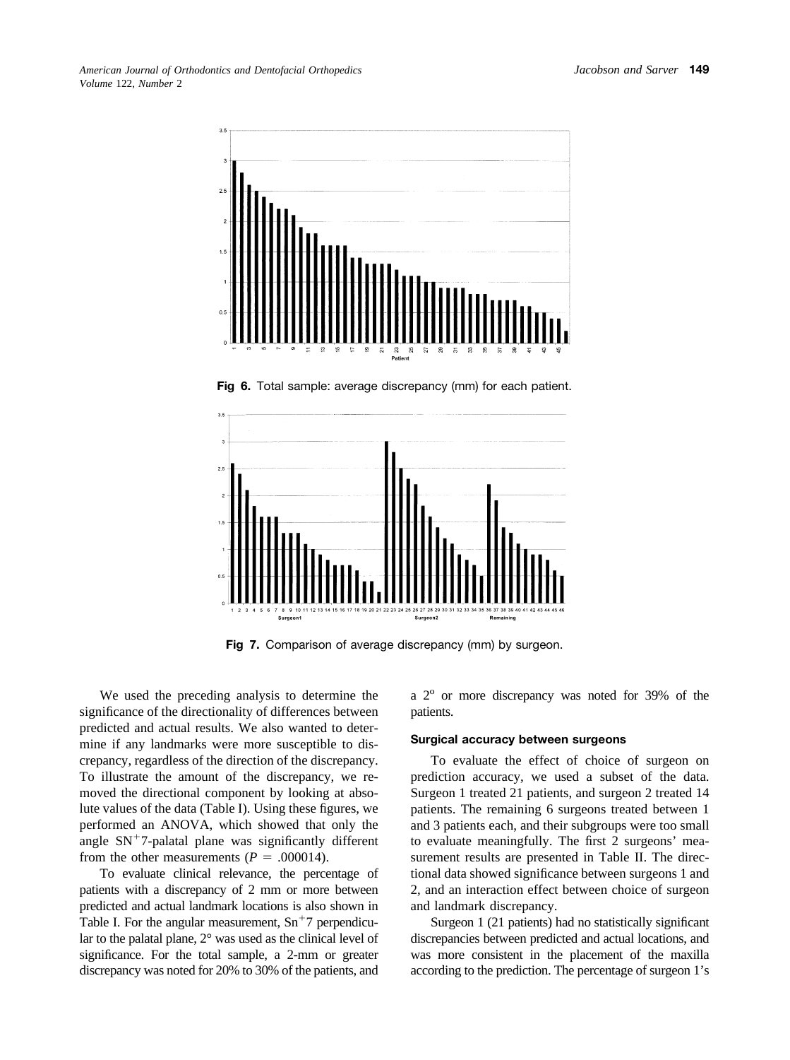Fig 6. Total sample: average discrepancy (mm) for each patient.

Fig 7. Comparison of average discrepancy (mm) by surgeon.

We used the preceding analysis to determine the significance of the directionality of differences between predicted and actual results. We also wanted to determine if any landmarks were more susceptible to discrepancy, regardless of the direction of the discrepancy. To illustrate the amount of the discrepancy, we removed the directional component by looking at absolute values of the data (Table I). Using these figures, we performed an ANOVA, which showed that only the angle $SN^{+}7$-palatal plane was significantly different from the other measurements ($P = .000014$).

To evaluate clinical relevance, the percentage of patients with a discrepancy of 2 mm or more between predicted and actual landmark locations is also shown in Table I. For the angular measurement, $Sn^{+}7$ perpendicular to the palatal plane, 2° was used as the clinical level of significance. For the total sample, a 2-mm or greater discrepancy was noted for 20% to 30% of the patients, and a 2° or more discrepancy was noted for 39% of the patients.

### Surgical accuracy between surgeons

To evaluate the effect of choice of surgeon on prediction accuracy, we used a subset of the data. Surgeon 1 treated 21 patients, and surgeon 2 treated 14 patients. The remaining 6 surgeons treated between 1 and 3 patients each, and their subgroups were too small to evaluate meaningfully. The first 2 surgeons' measurement results are presented in Table II. The directional data showed significance between surgeons 1 and 2, and an interaction effect between choice of surgeon and landmark discrepancy.

Surgeon 1 (21 patients) had no statistically significant discrepancies between predicted and actual locations, and was more consistent in the placement of the maxilla according to the prediction. The percentage of surgeon 1's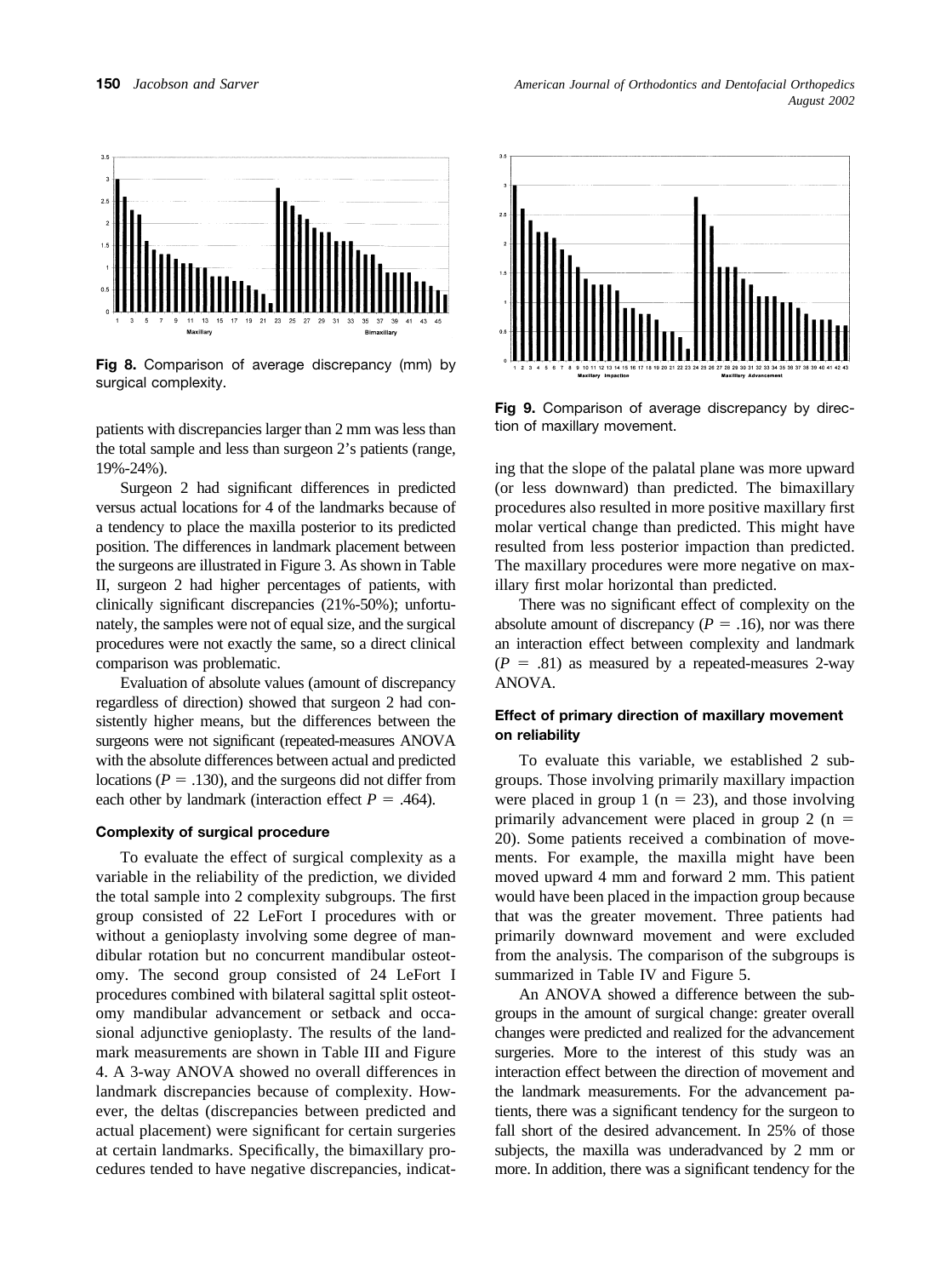Fig 8. Comparison of average discrepancy (mm) by surgical complexity.

Fig 9. Comparison of average discrepancy by direction of maxillary movement.

patients with discrepancies larger than 2 mm was less than the total sample and less than surgeon 2's patients (range, 19%-24%).

Surgeon 2 had significant differences in predicted versus actual locations for 4 of the landmarks because of a tendency to place the maxilla posterior to its predicted position. The differences in landmark placement between the surgeons are illustrated in Figure 3. As shown in Table II, surgeon 2 had higher percentages of patients, with clinically significant discrepancies (21%-50%); unfortunately, the samples were not of equal size, and the surgical procedures were not exactly the same, so a direct clinical comparison was problematic.

Evaluation of absolute values (amount of discrepancy regardless of direction) showed that surgeon 2 had consistently higher means, but the differences between the surgeons were not significant (repeated-measures ANOVA with the absolute differences between actual and predicted locations ($P = .130$), and the surgeons did not differ from each other by landmark (interaction effect $P = .464$).

### Complexity of surgical procedure

To evaluate the effect of surgical complexity as a variable in the reliability of the prediction, we divided the total sample into 2 complexity subgroups. The first group consisted of 22 LeFort I procedures with or without a genioplasty involving some degree of mandibular rotation but no concurrent mandibular osteotomy. The second group consisted of 24 LeFort I procedures combined with bilateral sagittal split osteotomy mandibular advancement or setback and occasional adjunctive genioplasty. The results of the landmark measurements are shown in Table III and Figure 4. A 3-way ANOVA showed no overall differences in landmark discrepancies because of complexity. However, the deltas (discrepancies between predicted and actual placement) were significant for certain surgeries at certain landmarks. Specifically, the bimaxillary procedures tended to have negative discrepancies, indicating that the slope of the palatal plane was more upward (or less downward) than predicted. The bimaxillary procedures also resulted in more positive maxillary first molar vertical change than predicted. This might have resulted from less posterior impaction than predicted. The maxillary procedures were more negative on maxillary first molar horizontal than predicted.

There was no significant effect of complexity on the absolute amount of discrepancy ($P = .16$), nor was there an interaction effect between complexity and landmark ($P = .81$) as measured by a repeated-measures 2-way ANOVA.

### Effect of primary direction of maxillary movement on reliability

To evaluate this variable, we established 2 subgroups. Those involving primarily maxillary impaction were placed in group 1 ($n = 23$), and those involving primarily advancement were placed in group 2 ($n = 20$). Some patients received a combination of movements. For example, the maxilla might have been moved upward 4 mm and forward 2 mm. This patient would have been placed in the impaction group because that was the greater movement. Three patients had primarily downward movement and were excluded from the analysis. The comparison of the subgroups is summarized in Table IV and Figure 5.

An ANOVA showed a difference between the subgroups in the amount of surgical change: greater overall changes were predicted and realized for the advancement surgeries. More to the interest of this study was an interaction effect between the direction of movement and the landmark measurements. For the advancement patients, there was a significant tendency for the surgeon to fall short of the desired advancement. In 25% of those subjects, the maxilla was underadvanced by 2 mm or more. In addition, there was a significant tendency for the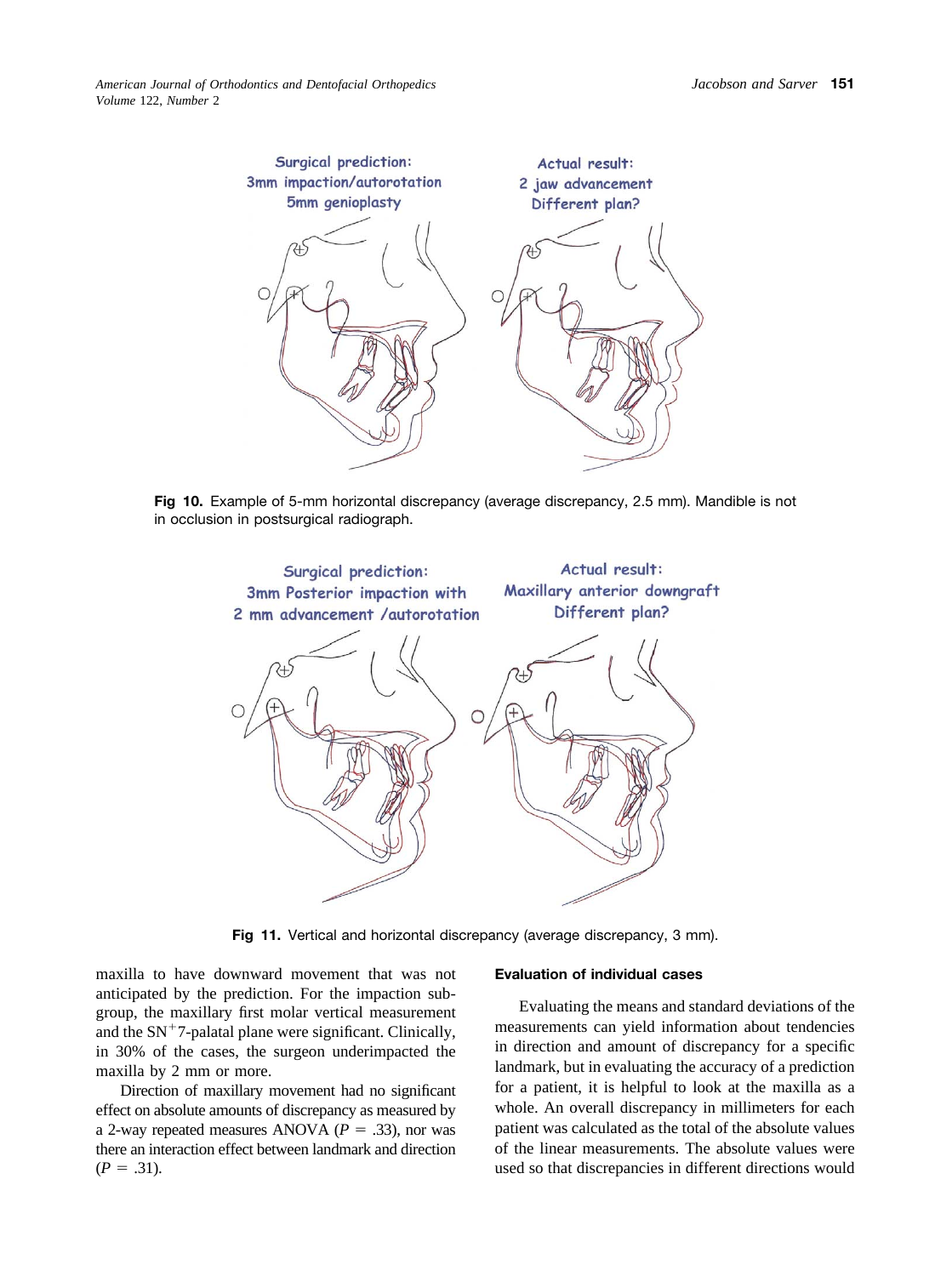Surgical prediction: 3mm impaction/autorotation 5mm genioplasty

Actual result: 2 jaw advancement Different plan?

**Fig 10.** Example of 5-mm horizontal discrepancy (average discrepancy, 2.5 mm). Mandible is not in occlusion in postsurgical radiograph.

Surgical prediction: 3mm Posterior impaction with 2 mm advancement /autorotation

Actual result: Maxillary anterior downgraft Different plan?

**Fig 11.** Vertical and horizontal discrepancy (average discrepancy, 3 mm).

maxilla to have downward movement that was not anticipated by the prediction. For the impaction subgroup, the maxillary first molar vertical measurement and the $SN^{+}7$-palatal plane were significant. Clinically, in 30% of the cases, the surgeon underimpacted the maxilla by 2 mm or more.

Direction of maxillary movement had no significant effect on absolute amounts of discrepancy as measured by a 2-way repeated measures ANOVA ($P = .33$), nor was there an interaction effect between landmark and direction ($P = .31$).

### Evaluation of individual cases

Evaluating the means and standard deviations of the measurements can yield information about tendencies in direction and amount of discrepancy for a specific landmark, but in evaluating the accuracy of a prediction for a patient, it is helpful to look at the maxilla as a whole. An overall discrepancy in millimeters for each patient was calculated as the total of the absolute values of the linear measurements. The absolute values were used so that discrepancies in different directions would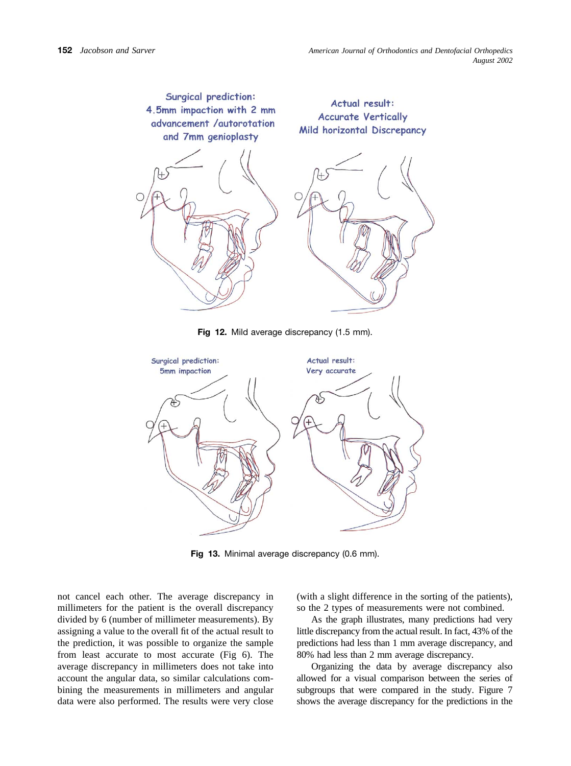Fig 12. Mild average discrepancy (1.5 mm).

Fig 13. Minimal average discrepancy (0.6 mm).

not cancel each other. The average discrepancy in millimeters for the patient is the overall discrepancy divided by 6 (number of millimeter measurements). By assigning a value to the overall fit of the actual result to the prediction, it was possible to organize the sample from least accurate to most accurate (Fig 6). The average discrepancy in millimeters does not take into account the angular data, so similar calculations combining the measurements in millimeters and angular data were also performed. The results were very close (with a slight difference in the sorting of the patients), so the 2 types of measurements were not combined.

As the graph illustrates, many predictions had very little discrepancy from the actual result. In fact, 43% of the predictions had less than 1 mm average discrepancy, and 80% had less than 2 mm average discrepancy.

Organizing the data by average discrepancy also allowed for a visual comparison between the series of subgroups that were compared in the study. Figure 7 shows the average discrepancy for the predictions in the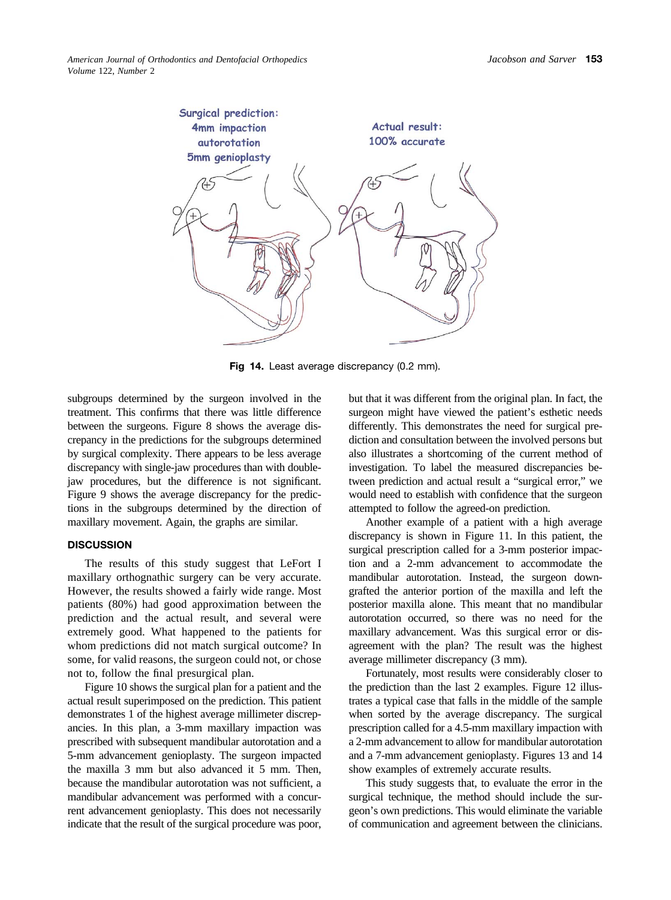Surgical prediction:
4mm impaction
autorotation
5mm genioplasty

Actual result:
100% accurate

**Fig 14.** Least average discrepancy (0.2 mm).

subgroups determined by the surgeon involved in the treatment. This confirms that there was little difference between the surgeons. Figure 8 shows the average discrepancy in the predictions for the subgroups determined by surgical complexity. There appears to be less average discrepancy with single-jaw procedures than with double-jaw procedures, but the difference is not significant. Figure 9 shows the average discrepancy for the predictions in the subgroups determined by the direction of maxillary movement. Again, the graphs are similar.

## DISCUSSION

The results of this study suggest that LeFort I maxillary orthognathic surgery can be very accurate. However, the results showed a fairly wide range. Most patients (80%) had good approximation between the prediction and the actual result, and several were extremely good. What happened to the patients for whom predictions did not match surgical outcome? In some, for valid reasons, the surgeon could not, or chose not to, follow the final presurgical plan.

Figure 10 shows the surgical plan for a patient and the actual result superimposed on the prediction. This patient demonstrates 1 of the highest average millimeter discrepancies. In this plan, a 3-mm maxillary impaction was prescribed with subsequent mandibular autorotation and a 5-mm advancement genioplasty. The surgeon impacted the maxilla 3 mm but also advanced it 5 mm. Then, because the mandibular autorotation was not sufficient, a mandibular advancement was performed with a concurrent advancement genioplasty. This does not necessarily indicate that the result of the surgical procedure was poor, but that it was different from the original plan. In fact, the surgeon might have viewed the patient's esthetic needs differently. This demonstrates the need for surgical prediction and consultation between the involved persons but also illustrates a shortcoming of the current method of investigation. To label the measured discrepancies between prediction and actual result a "surgical error," we would need to establish with confidence that the surgeon attempted to follow the agreed-on prediction.

Another example of a patient with a high average discrepancy is shown in Figure 11. In this patient, the surgical prescription called for a 3-mm posterior impaction and a 2-mm advancement to accommodate the mandibular autorotation. Instead, the surgeon downgrafted the anterior portion of the maxilla and left the posterior maxilla alone. This meant that no mandibular autorotation occurred, so there was no need for the maxillary advancement. Was this surgical error or disagreement with the plan? The result was the highest average millimeter discrepancy (3 mm).

Fortunately, most results were considerably closer to the prediction than the last 2 examples. Figure 12 illustrates a typical case that falls in the middle of the sample when sorted by the average discrepancy. The surgical prescription called for a 4.5-mm maxillary impaction with a 2-mm advancement to allow for mandibular autorotation and a 7-mm advancement genioplasty. Figures 13 and 14 show examples of extremely accurate results.

This study suggests that, to evaluate the error in the surgical technique, the method should include the surgeon's own predictions. This would eliminate the variable of communication and agreement between the clinicians.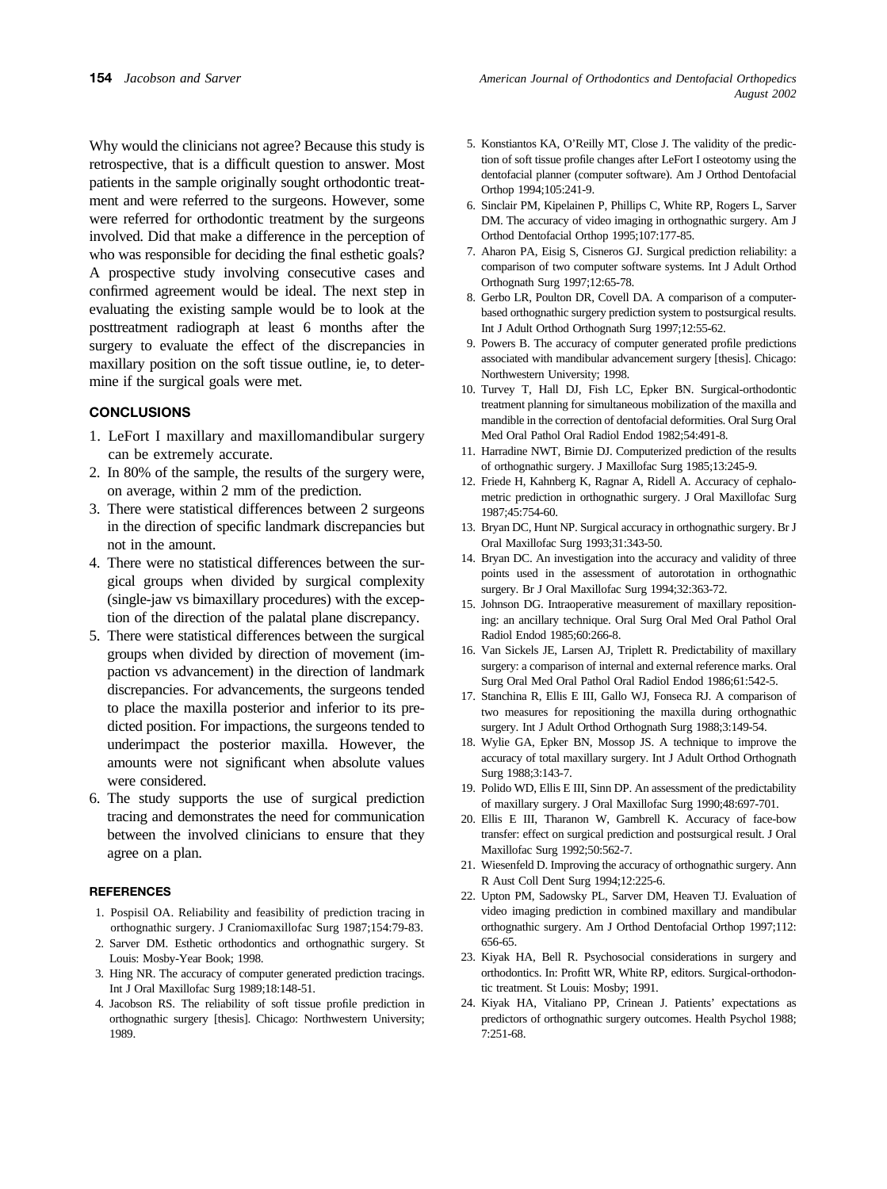Why would the clinicians not agree? Because this study is retrospective, that is a difficult question to answer. Most patients in the sample originally sought orthodontic treatment and were referred to the surgeons. However, some were referred for orthodontic treatment by the surgeons involved. Did that make a difference in the perception of who was responsible for deciding the final esthetic goals? A prospective study involving consecutive cases and confirmed agreement would be ideal. The next step in evaluating the existing sample would be to look at the posttreatment radiograph at least 6 months after the surgery to evaluate the effect of the discrepancies in maxillary position on the soft tissue outline, ie, to determine if the surgical goals were met.

## CONCLUSIONS

1. LeFort I maxillary and maxillomandibular surgery can be extremely accurate.
2. In 80% of the sample, the results of the surgery were, on average, within 2 mm of the prediction.
3. There were statistical differences between 2 surgeons in the direction of specific landmark discrepancies but not in the amount.
4. There were no statistical differences between the surgical groups when divided by surgical complexity (single-jaw vs bimaxillary procedures) with the exception of the direction of the palatal plane discrepancy.
5. There were statistical differences between the surgical groups when divided by direction of movement (impaction vs advancement) in the direction of landmark discrepancies. For advancements, the surgeons tended to place the maxilla posterior and inferior to its predicted position. For impactions, the surgeons tended to underimpact the posterior maxilla. However, the amounts were not significant when absolute values were considered.
6. The study supports the use of surgical prediction tracing and demonstrates the need for communication between the involved clinicians to ensure that they agree on a plan.

## REFERENCES

1. Pospisil OA. Reliability and feasibility of prediction tracing in orthognathic surgery. J Craniomaxillofac Surg 1987;154:79-83.
2. Sarver DM. Esthetic orthodontics and orthognathic surgery. St Louis: Mosby-Year Book; 1998.
3. Hing NR. The accuracy of computer generated prediction tracings. Int J Oral Maxillofac Surg 1989;18:148-51.
4. Jacobson RS. The reliability of soft tissue profile prediction in orthognathic surgery [thesis]. Chicago: Northwestern University; 1989.
5. Konstiantos KA, O'Reilly MT, Close J. The validity of the prediction of soft tissue profile changes after LeFort I osteotomy using the dentofacial planner (computer software). Am J Orthod Dentofacial Orthop 1994;105:241-9.
6. Sinclair PM, Kipelainen P, Phillips C, White RP, Rogers L, Sarver DM. The accuracy of video imaging in orthognathic surgery. Am J Orthod Dentofacial Orthop 1995;107:177-85.
7. Aharon PA, Eisig S, Cisneros GJ. Surgical prediction reliability: a comparison of two computer software systems. Int J Adult Orthod Orthognath Surg 1997;12:65-78.
8. Gerbo LR, Poulton DR, Covell DA. A comparison of a computer-based orthognathic surgery prediction system to postsurgical results. Int J Adult Orthod Orthognath Surg 1997;12:55-62.
9. Powers B. The accuracy of computer generated profile predictions associated with mandibular advancement surgery [thesis]. Chicago: Northwestern University; 1998.
10. Turvey T, Hall DJ, Fish LC, Epker BN. Surgical-orthodontic treatment planning for simultaneous mobilization of the maxilla and mandible in the correction of dentofacial deformities. Oral Surg Oral Med Oral Pathol Oral Radiol Endod 1982;54:491-8.
11. Harradine NWT, Birnie DJ. Computerized prediction of the results of orthognathic surgery. J Maxillofac Surg 1985;13:245-9.
12. Friede H, Kahnberg K, Ragnar A, Ridell A. Accuracy of cephalometric prediction in orthognathic surgery. J Oral Maxillofac Surg 1987;45:754-60.
13. Bryan DC, Hunt NP. Surgical accuracy in orthognathic surgery. Br J Oral Maxillofac Surg 1993;31:343-50.
14. Bryan DC. An investigation into the accuracy and validity of three points used in the assessment of autorotation in orthognathic surgery. Br J Oral Maxillofac Surg 1994;32:363-72.
15. Johnson DG. Intraoperative measurement of maxillary repositioning: an ancillary technique. Oral Surg Oral Med Oral Pathol Oral Radiol Endod 1985;60:266-8.
16. Van Sickels JE, Larsen AJ, Triplett R. Predictability of maxillary surgery: a comparison of internal and external reference marks. Oral Surg Oral Med Oral Pathol Oral Radiol Endod 1986;61:542-5.
17. Stanchina R, Ellis E III, Gallo WJ, Fonseca RJ. A comparison of two measures for repositioning the maxilla during orthognathic surgery. Int J Adult Orthod Orthognath Surg 1988;3:149-54.
18. Wylie GA, Epker BN, Mossop JS. A technique to improve the accuracy of total maxillary surgery. Int J Adult Orthod Orthognath Surg 1988;3:143-7.
19. Polido WD, Ellis E III, Sinn DP. An assessment of the predictability of maxillary surgery. J Oral Maxillofac Surg 1990;48:697-701.
20. Ellis E III, Tharanon W, Gambrell K. Accuracy of face-bow transfer: effect on surgical prediction and postsurgical result. J Oral Maxillofac Surg 1992;50:562-7.
21. Wiesenfeld D. Improving the accuracy of orthognathic surgery. Ann R Aust Coll Dent Surg 1994;12:225-6.
22. Upton PM, Sadowsky PL, Sarver DM, Heaven TJ. Evaluation of video imaging prediction in combined maxillary and mandibular orthognathic surgery. Am J Orthod Dentofacial Orthop 1997;112:656-65.
23. Kiyak HA, Bell R. Psychosocial considerations in surgery and orthodontics. In: Profitt WR, White RP, editors. Surgical-orthodontic treatment. St Louis: Mosby; 1991.
24. Kiyak HA, Vitaliano PP, Crinean J. Patients' expectations as predictors of orthognathic surgery outcomes. Health Psychol 1988;7:251-68.